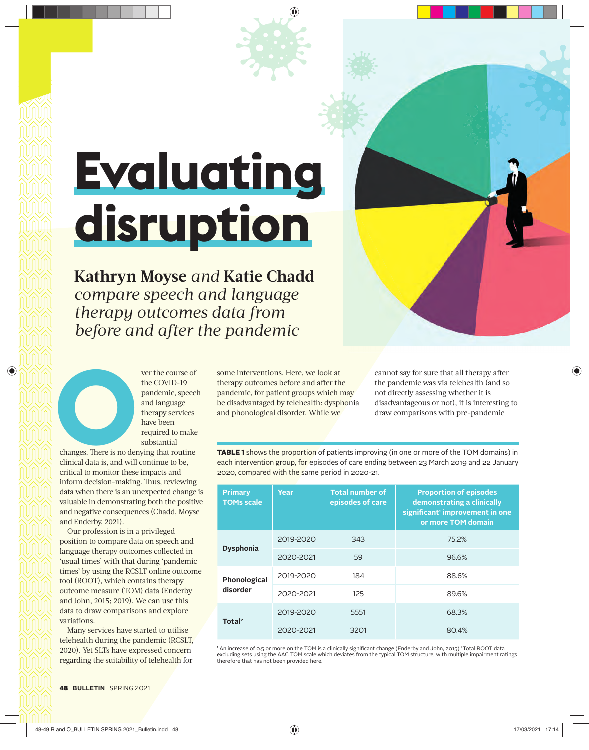# Evaluating disruption

**Kathryn Moyse** *and* **Katie Chadd** *compare speech and language therapy outcomes data from before and after the pandemic*

Over the course of the COVID-19 pandemic, speech and language therapy services have been required to make substantial changes. There is no denying that routine clinical data is, and will continue to be, critical to monitor these impacts and inform decision-making. Thus, reviewing data when there is an unexpected change is valuable in demonstrating both the positive and negative consequences (Chadd, Moyse and Enderby, 2021).

Our profession is in a privileged position to compare data on speech and language therapy outcomes collected in 'usual times' with that during 'pandemic times' by using the RCSLT online outcome tool (ROOT), which contains therapy outcome measure (TOM) data (Enderby and John, 2015; 2019). We can use this data to draw comparisons and explore variations.

Many services have started to utilise telehealth during the pandemic (RCSLT, 2020). Yet SLTs have expressed concern regarding the suitability of telehealth for some interventions. Here, we look at therapy outcomes before and after the pandemic, for patient groups which may be disadvantaged by telehealth: dysphonia and phonological disorder. While we cannot say for sure that all therapy after the pandemic was via telehealth (and so not directly assessing whether it is disadvantageous or not), it is interesting to draw comparisons with pre-pandemic

**TABLE 1** shows the proportion of patients improving (in one or more of the TOM domains) in each intervention group, for episodes of care ending between 23 March 2019 and 22 January 2020, compared with the same period in 2020-21.

| Primary TOMs scale | Year | Total number of episodes of care | Proportion of episodes demonstrating a clinically significant[1] improvement in one or more TOM domain |
|---|---|---|---|
| Dysphonia | 2019-2020 | 343 | 75.2% |
| | 2020-2021 | 59 | 96.6% |
| Phonological disorder | 2019-2020 | 184 | 88.6% |
| | 2020-2021 | 125 | 89.6% |
| Total[2] | 2019-2020 | 5551 | 68.3% |
| | 2020-2021 | 3201 | 80.4% |

[1] An increase of 0.5 or more on the TOM is a clinically significant change (Enderby and John, 2015) [2] Total ROOT data excluding sets using the AAC TOM scale which deviates from the typical TOM structure, with multiple impairment ratings therefore that has not been provided here.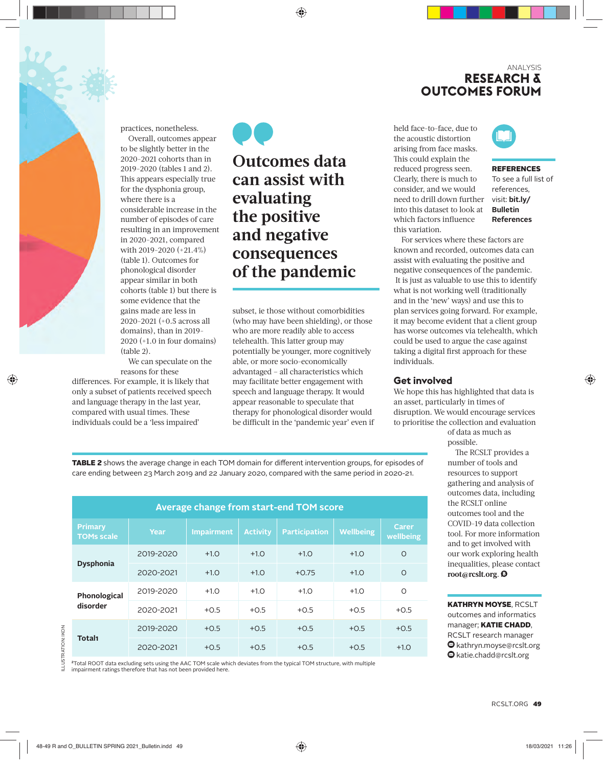practices, nonetheless.

Overall, outcomes appear to be slightly better in the 2020-2021 cohorts than in 2019-2020 (tables 1 and 2). This appears especially true for the dysphonia group, where there is a considerable increase in the number of episodes of care resulting in an improvement in 2020-2021, compared with 2019-2020 (+21.4%) (table 1). Outcomes for phonological disorder appear similar in both cohorts (table 1) but there is some evidence that the gains made are less in 2020-2021 (+0.5 across all domains), than in 2019-2020 (+1.0 in four domains) (table 2).

We can speculate on the reasons for these differences. For example, it is likely that only a subset of patients received speech and language therapy in the last year, compared with usual times. These individuals could be a 'less impaired' subset, ie those without comorbidities (who may have been shielding), or those who are more readily able to access telehealth. This latter group may potentially be younger, more cognitively able, or more socio-economically advantaged – all characteristics which may facilitate better engagement with speech and language therapy. It would appear reasonable to speculate that therapy for phonological disorder would be difficult in the 'pandemic year' even if held face-to-face, due to the acoustic distortion arising from face masks. This could explain the reduced progress seen. Clearly, there is much to consider, and we would need to drill down further into this dataset to look at which factors influence this variation.

> **Outcomes data can assist with evaluating the positive and negative consequences of the pandemic**

For services where these factors are known and recorded, outcomes data can assist with evaluating the positive and negative consequences of the pandemic. It is just as valuable to use this to identify what is not working well (traditionally and in the 'new' ways) and use this to plan services going forward. For example, it may become evident that a client group has worse outcomes via telehealth, which could be used to argue the case against taking a digital first approach for these individuals.

## Get involved

We hope this has highlighted that data is an asset, particularly in times of disruption. We would encourage services to prioritise the collection and evaluation of data as much as possible.

The RCSLT provides a number of tools and resources to support gathering and analysis of outcomes data, including the RCSLT online outcomes tool and the COVID-19 data collection tool. For more information and to get involved with our work exploring health inequalities, please contact **root@rcslt.org**.

**TABLE 2** shows the average change in each TOM domain for different intervention groups, for episodes of care ending between 23 March 2019 and 22 January 2020, compared with the same period in 2020-21.

| Average change from start-end TOM score | | | | | | |
|---|---|---|---|---|---|---|
| Primary TOMs scale | Year | Impairment | Activity | Participation | Wellbeing | Carer wellbeing |
| Dysphonia | 2019-2020 | +1.0 | +1.0 | +1.0 | +1.0 | 0 |
| | 2020-2021 | +1.0 | +1.0 | +0.75 | +1.0 | 0 |
| Phonological disorder | 2019-2020 | +1.0 | +1.0 | +1.0 | +1.0 | 0 |
| | 2020-2021 | +0.5 | +0.5 | +0.5 | +0.5 | +0.5 |
| Total[1] | 2019-2020 | +0.5 | +0.5 | +0.5 | +0.5 | +0.5 |
| | 2020-2021 | +0.5 | +0.5 | +0.5 | +0.5 | +1.0 |

[1]Total ROOT data excluding sets using the AAC TOM scale which deviates from the typical TOM structure, with multiple impairment ratings therefore that has not been provided here.

**REFERENCES**
To see a full list of references, visit: **bit.ly/Bulletin References**

**KATHRYN MOYSE**, RCSLT outcomes and informatics manager; **KATIE CHADD**, RCSLT research manager
kathryn.moyse@rcslt.org
katie.chadd@rcslt.org

ILLUSTRATION: IKON